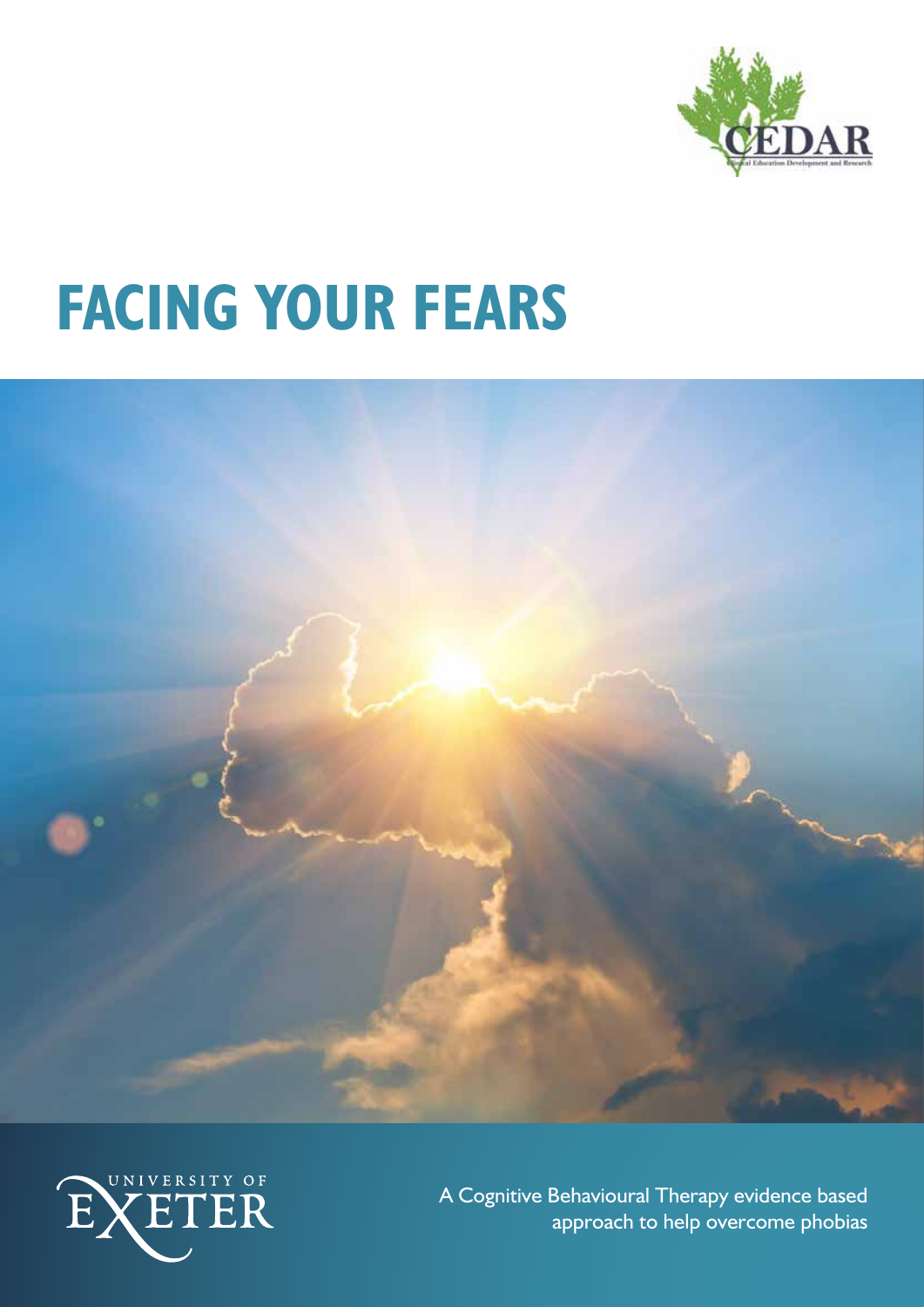# FACING YOUR FEARS

A Cognitive Behavioural Therapy evidence based approach to help overcome phobias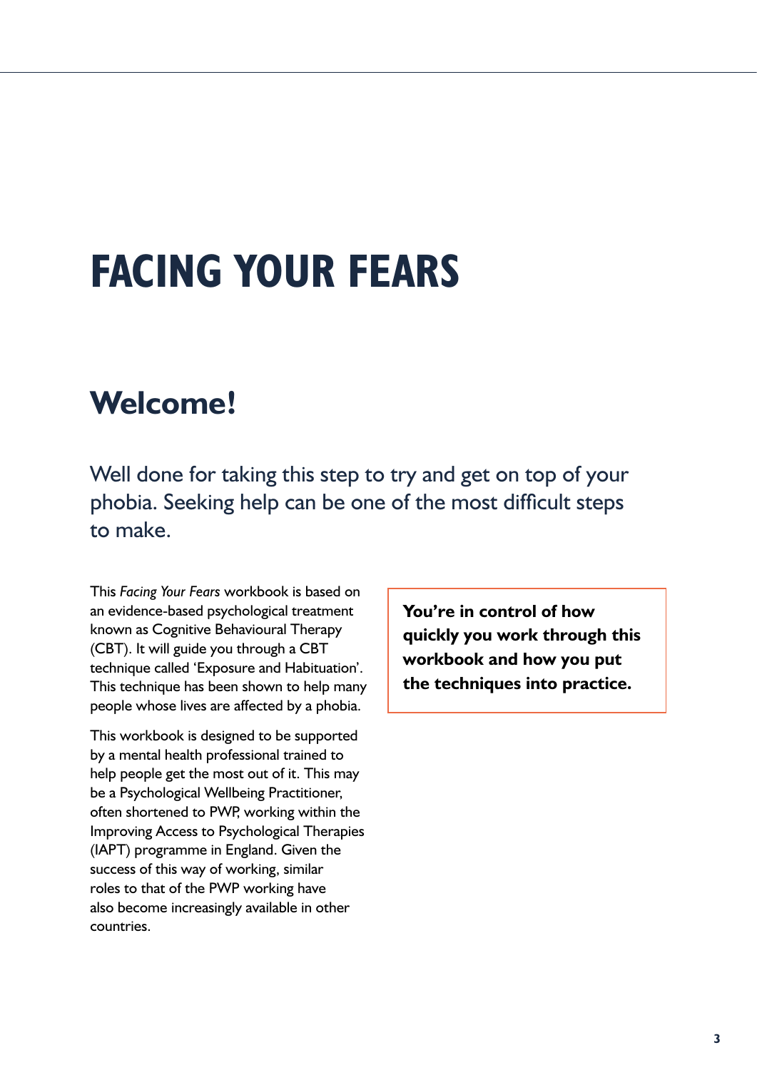# FACING YOUR FEARS

## Welcome!

Well done for taking this step to try and get on top of your phobia. Seeking help can be one of the most difficult steps to make.

This *Facing Your Fears* workbook is based on an evidence-based psychological treatment known as Cognitive Behavioural Therapy (CBT). It will guide you through a CBT technique called 'Exposure and Habituation'. This technique has been shown to help many people whose lives are affected by a phobia.

This workbook is designed to be supported by a mental health professional trained to help people get the most out of it. This may be a Psychological Wellbeing Practitioner, often shortened to PWP, working within the Improving Access to Psychological Therapies (IAPT) programme in England. Given the success of this way of working, similar roles to that of the PWP working have also become increasingly available in other countries.

**You're in control of how quickly you work through this workbook and how you put the techniques into practice.**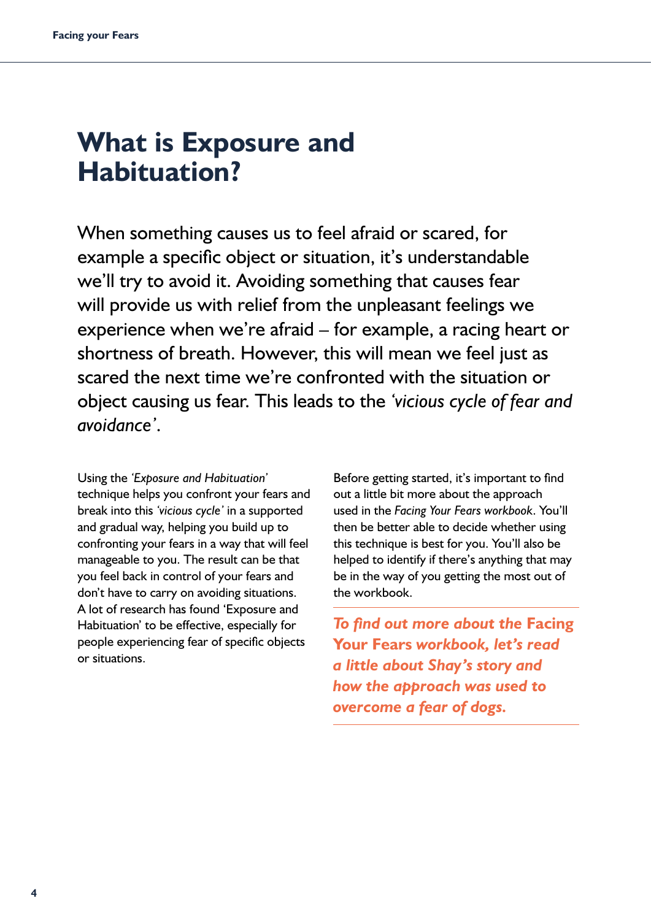# What is Exposure and Habituation?

When something causes us to feel afraid or scared, for example a specific object or situation, it's understandable we'll try to avoid it. Avoiding something that causes fear will provide us with relief from the unpleasant feelings we experience when we're afraid – for example, a racing heart or shortness of breath. However, this will mean we feel just as scared the next time we're confronted with the situation or object causing us fear. This leads to the *'vicious cycle of fear and avoidance'*.

Using the *'Exposure and Habituation'* technique helps you confront your fears and break into this *'vicious cycle'* in a supported and gradual way, helping you build up to confronting your fears in a way that will feel manageable to you. The result can be that you feel back in control of your fears and don't have to carry on avoiding situations. A lot of research has found 'Exposure and Habituation' to be effective, especially for people experiencing fear of specific objects or situations.

Before getting started, it's important to find out a little bit more about the approach used in the *Facing Your Fears workbook*. You'll then be better able to decide whether using this technique is best for you. You'll also be helped to identify if there's anything that may be in the way of you getting the most out of the workbook.

***To find out more about the Facing Your Fears workbook, let's read a little about Shay's story and how the approach was used to overcome a fear of dogs.***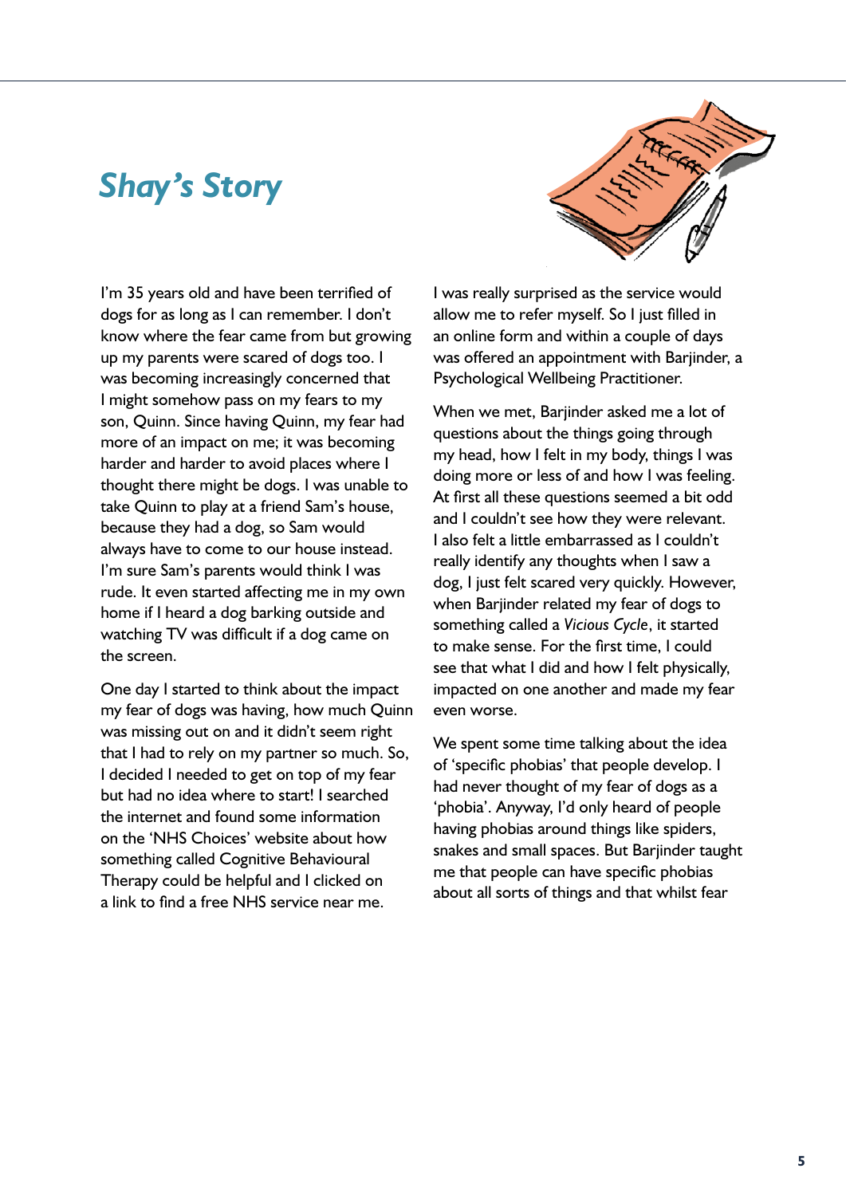## *Shay's Story*

I'm 35 years old and have been terrified of dogs for as long as I can remember. I don't know where the fear came from but growing up my parents were scared of dogs too. I was becoming increasingly concerned that I might somehow pass on my fears to my son, Quinn. Since having Quinn, my fear had more of an impact on me; it was becoming harder and harder to avoid places where I thought there might be dogs. I was unable to take Quinn to play at a friend Sam's house, because they had a dog, so Sam would always have to come to our house instead. I'm sure Sam's parents would think I was rude. It even started affecting me in my own home if I heard a dog barking outside and watching TV was difficult if a dog came on the screen.

One day I started to think about the impact my fear of dogs was having, how much Quinn was missing out on and it didn't seem right that I had to rely on my partner so much. So, I decided I needed to get on top of my fear but had no idea where to start! I searched the internet and found some information on the 'NHS Choices' website about how something called Cognitive Behavioural Therapy could be helpful and I clicked on a link to find a free NHS service near me.

I was really surprised as the service would allow me to refer myself. So I just filled in an online form and within a couple of days was offered an appointment with Barjinder, a Psychological Wellbeing Practitioner.

When we met, Barjinder asked me a lot of questions about the things going through my head, how I felt in my body, things I was doing more or less of and how I was feeling. At first all these questions seemed a bit odd and I couldn't see how they were relevant. I also felt a little embarrassed as I couldn't really identify any thoughts when I saw a dog, I just felt scared very quickly. However, when Barjinder related my fear of dogs to something called a *Vicious Cycle*, it started to make sense. For the first time, I could see that what I did and how I felt physically, impacted on one another and made my fear even worse.

We spent some time talking about the idea of 'specific phobias' that people develop. I had never thought of my fear of dogs as a 'phobia'. Anyway, I'd only heard of people having phobias around things like spiders, snakes and small spaces. But Barjinder taught me that people can have specific phobias about all sorts of things and that whilst fear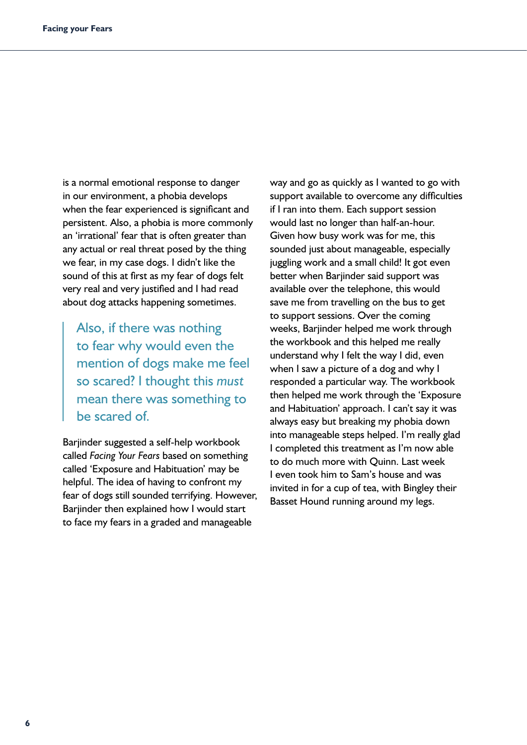is a normal emotional response to danger in our environment, a phobia develops when the fear experienced is significant and persistent. Also, a phobia is more commonly an 'irrational' fear that is often greater than any actual or real threat posed by the thing we fear, in my case dogs. I didn't like the sound of this at first as my fear of dogs felt very real and very justified and I had read about dog attacks happening sometimes.

> Also, if there was nothing to fear why would even the mention of dogs make me feel so scared? I thought this *must* mean there was something to be scared of.

Barjinder suggested a self-help workbook called *Facing Your Fears* based on something called 'Exposure and Habituation' may be helpful. The idea of having to confront my fear of dogs still sounded terrifying. However, Barjinder then explained how I would start to face my fears in a graded and manageable way and go as quickly as I wanted to go with support available to overcome any difficulties if I ran into them. Each support session would last no longer than half-an-hour. Given how busy work was for me, this sounded just about manageable, especially juggling work and a small child! It got even better when Barjinder said support was available over the telephone, this would save me from travelling on the bus to get to support sessions. Over the coming weeks, Barjinder helped me work through the workbook and this helped me really understand why I felt the way I did, even when I saw a picture of a dog and why I responded a particular way. The workbook then helped me work through the 'Exposure and Habituation' approach. I can't say it was always easy but breaking my phobia down into manageable steps helped. I'm really glad I completed this treatment as I'm now able to do much more with Quinn. Last week I even took him to Sam's house and was invited in for a cup of tea, with Bingley their Basset Hound running around my legs.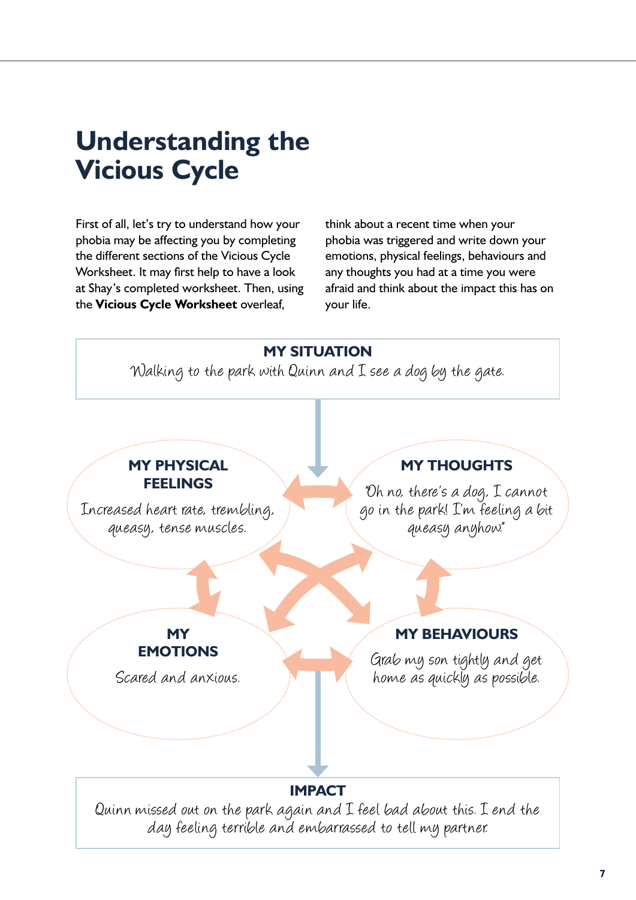# Understanding the Vicious Cycle

First of all, let's try to understand how your phobia may be affecting you by completing the different sections of the Vicious Cycle Worksheet. It may first help to have a look at Shay's completed worksheet. Then, using the **Vicious Cycle Worksheet** overleaf, think about a recent time when your phobia was triggered and write down your emotions, physical feelings, behaviours and any thoughts you had at a time you were afraid and think about the impact this has on your life.

**MY SITUATION**

*Walking to the park with Quinn and I see a dog by the gate.*

**MY PHYSICAL FEELINGS**

*Increased heart rate, trembling, queasy, tense muscles.*

**MY THOUGHTS**

*"Oh no, there's a dog, I cannot go in the park! I'm feeling a bit queasy anyhow."*

**MY EMOTIONS**

*Scared and anxious.*

**MY BEHAVIOURS**

*Grab my son tightly and get home as quickly as possible.*

**IMPACT**

*Quinn missed out on the park again and I feel bad about this. I end the day feeling terrible and embarrassed to tell my partner.*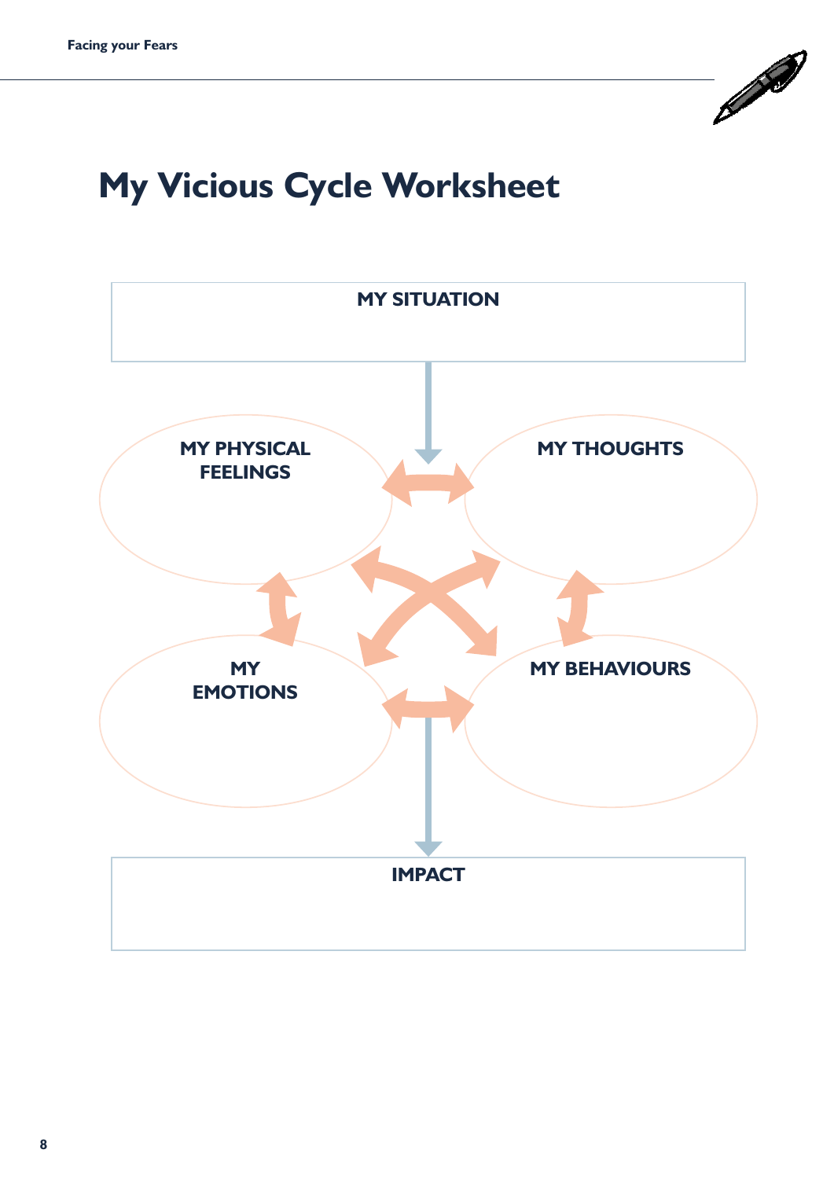# My Vicious Cycle Worksheet

**MY SITUATION**

**MY PHYSICAL FEELINGS**

**MY THOUGHTS**

**MY EMOTIONS**

**MY BEHAVIOURS**

**IMPACT**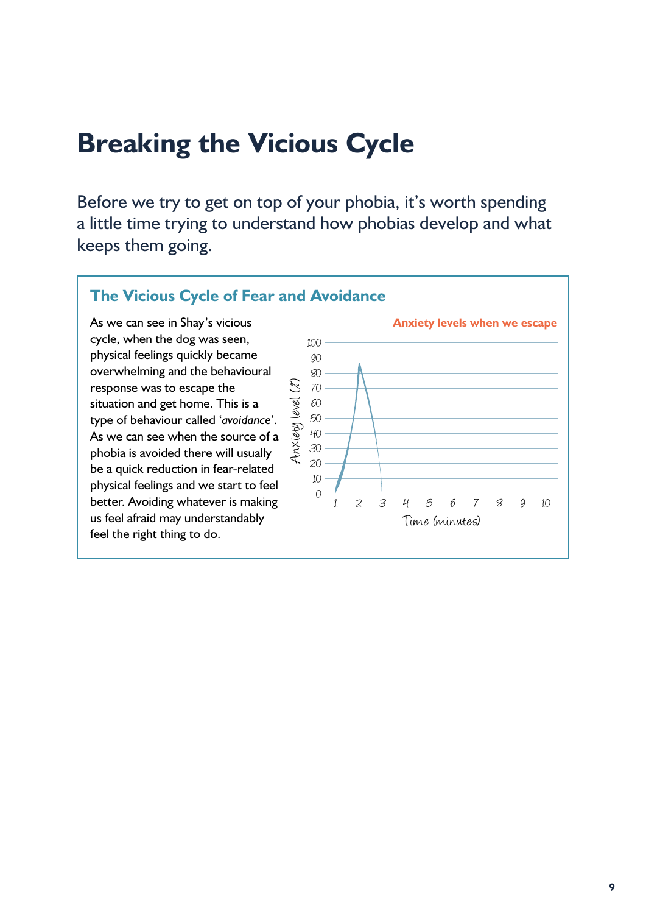# Breaking the Vicious Cycle

Before we try to get on top of your phobia, it's worth spending a little time trying to understand how phobias develop and what keeps them going.

## The Vicious Cycle of Fear and Avoidance

As we can see in Shay's vicious cycle, when the dog was seen, physical feelings quickly became overwhelming and the behavioural response was to escape the situation and get home. This is a type of behaviour called '*avoidance*'. As we can see when the source of a phobia is avoided there will usually be a quick reduction in fear-related physical feelings and we start to feel better. Avoiding whatever is making us feel afraid may understandably feel the right thing to do.

**Anxiety levels when we escape**

Anxiety level (%): 0, 10, 20, 30, 40, 50, 60, 70, 80, 90, 100

Time (minutes): 1, 2, 3, 4, 5, 6, 7, 8, 9, 10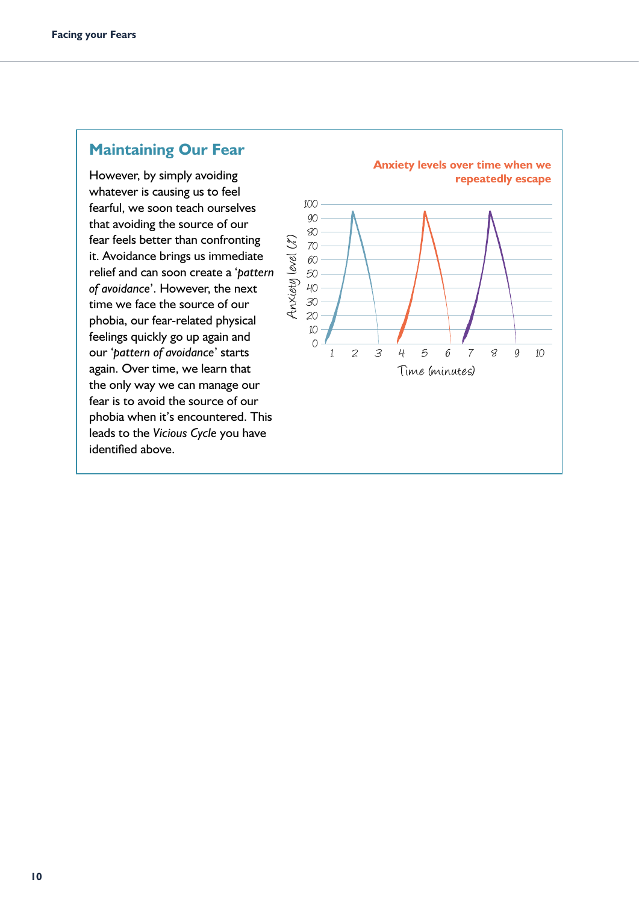## Maintaining Our Fear

However, by simply avoiding whatever is causing us to feel fearful, we soon teach ourselves that avoiding the source of our fear feels better than confronting it. Avoidance brings us immediate relief and can soon create a '*pattern of avoidance*'. However, the next time we face the source of our phobia, our fear-related physical feelings quickly go up again and our '*pattern of avoidance*' starts again. Over time, we learn that the only way we can manage our fear is to avoid the source of our phobia when it's encountered. This leads to the *Vicious Cycle* you have identified above.

**Anxiety levels over time when we repeatedly escape**

Anxiety level (%)

Time (minutes)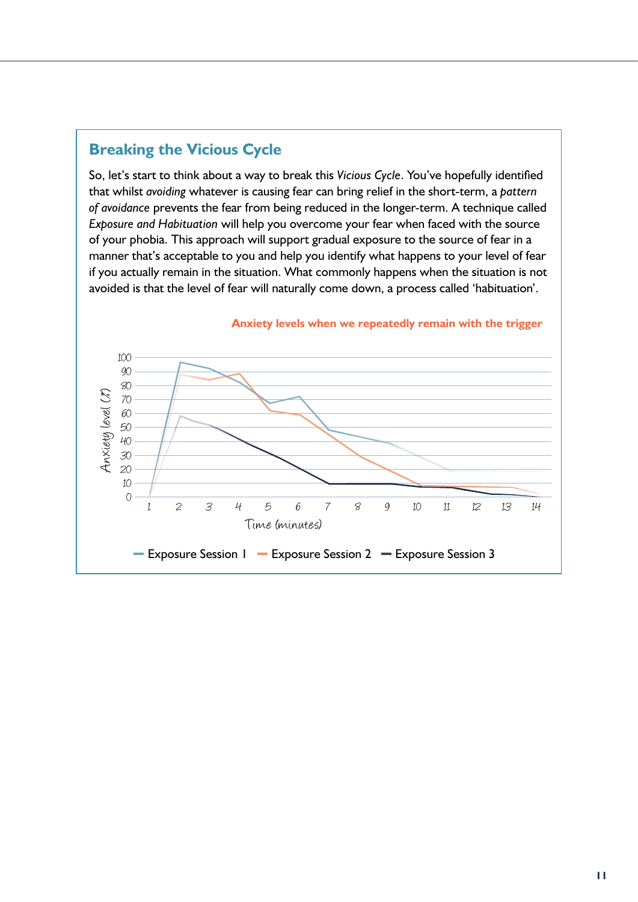## Breaking the Vicious Cycle

So, let's start to think about a way to break this *Vicious Cycle*. You've hopefully identified that whilst *avoiding* whatever is causing fear can bring relief in the short-term, a *pattern of avoidance* prevents the fear from being reduced in the longer-term. A technique called *Exposure and Habituation* will help you overcome your fear when faced with the source of your phobia. This approach will support gradual exposure to the source of fear in a manner that's acceptable to you and help you identify what happens to your level of fear if you actually remain in the situation. What commonly happens when the situation is not avoided is that the level of fear will naturally come down, a process called 'habituation'.

**Anxiety levels when we repeatedly remain with the trigger**

Anxiety level (%)

Time (minutes)

Exposure Session 1 — Exposure Session 2 — Exposure Session 3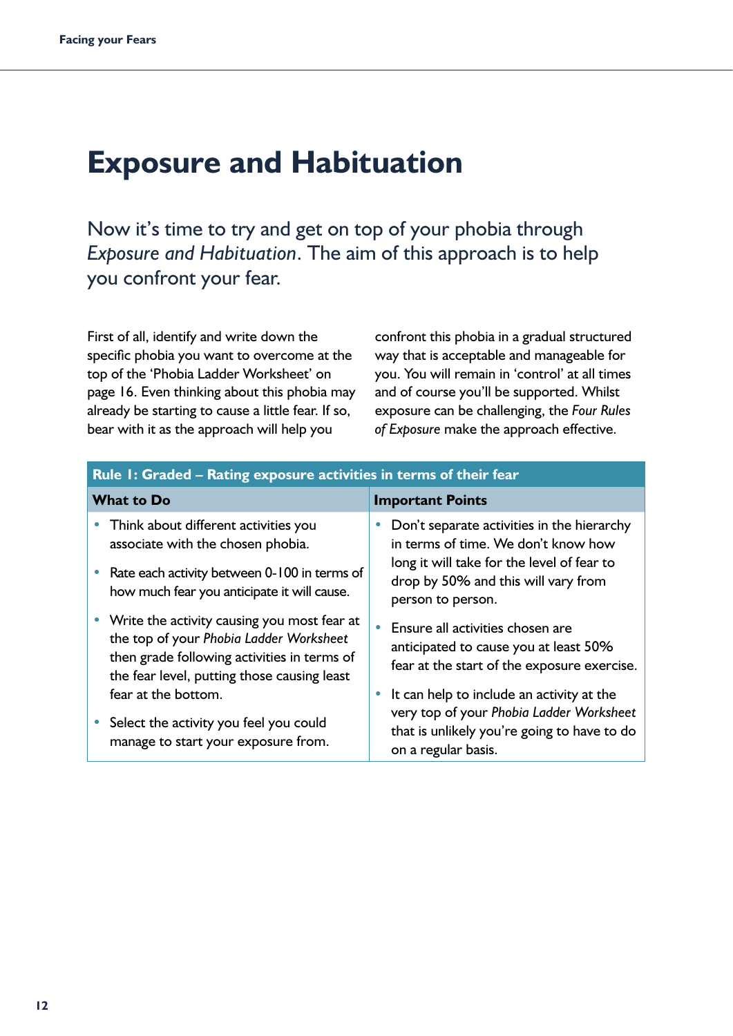# Exposure and Habituation

Now it's time to try and get on top of your phobia through *Exposure and Habituation*. The aim of this approach is to help you confront your fear.

First of all, identify and write down the specific phobia you want to overcome at the top of the 'Phobia Ladder Worksheet' on page 16. Even thinking about this phobia may already be starting to cause a little fear. If so, bear with it as the approach will help you confront this phobia in a gradual structured way that is acceptable and manageable for you. You will remain in 'control' at all times and of course you'll be supported. Whilst exposure can be challenging, the *Four Rules of Exposure* make the approach effective.

| Rule 1: Graded – Rating exposure activities in terms of their fear | |
|---|---|
| **What to Do** | **Important Points** |
| • Think about different activities you associate with the chosen phobia.<br>• Rate each activity between 0-100 in terms of how much fear you anticipate it will cause.<br>• Write the activity causing you most fear at the top of your *Phobia Ladder Worksheet* then grade following activities in terms of the fear level, putting those causing least fear at the bottom.<br>• Select the activity you feel you could manage to start your exposure from. | • Don't separate activities in the hierarchy in terms of time. We don't know how long it will take for the level of fear to drop by 50% and this will vary from person to person.<br>• Ensure all activities chosen are anticipated to cause you at least 50% fear at the start of the exposure exercise.<br>• It can help to include an activity at the very top of your *Phobia Ladder Worksheet* that is unlikely you're going to have to do on a regular basis. |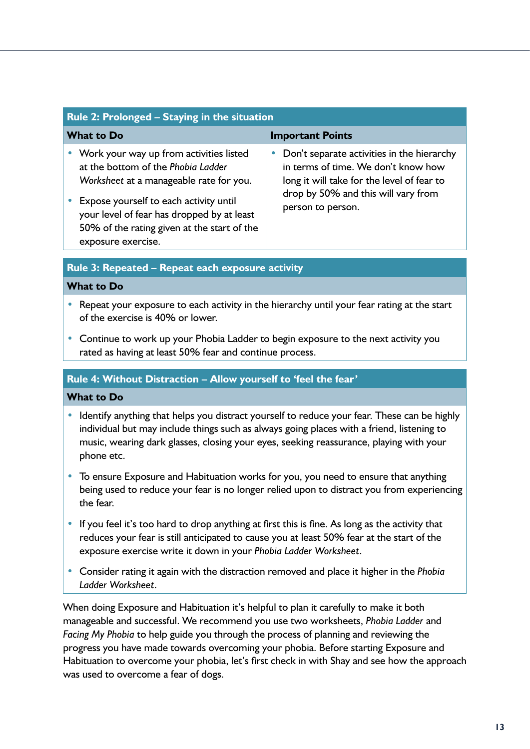| Rule 2: Prolonged – Staying in the situation | |
|---|---|
| **What to Do** | **Important Points** |
| • Work your way up from activities listed at the bottom of the *Phobia Ladder Worksheet* at a manageable rate for you.<br>• Expose yourself to each activity until your level of fear has dropped by at least 50% of the rating given at the start of the exposure exercise. | • Don't separate activities in the hierarchy in terms of time. We don't know how long it will take for the level of fear to drop by 50% and this will vary from person to person. |

| Rule 3: Repeated – Repeat each exposure activity |
|---|
| **What to Do** |
| • Repeat your exposure to each activity in the hierarchy until your fear rating at the start of the exercise is 40% or lower.<br>• Continue to work up your Phobia Ladder to begin exposure to the next activity you rated as having at least 50% fear and continue process. |

| Rule 4: Without Distraction – Allow yourself to 'feel the fear' |
|---|
| **What to Do** |
| • Identify anything that helps you distract yourself to reduce your fear. These can be highly individual but may include things such as always going places with a friend, listening to music, wearing dark glasses, closing your eyes, seeking reassurance, playing with your phone etc.<br>• To ensure Exposure and Habituation works for you, you need to ensure that anything being used to reduce your fear is no longer relied upon to distract you from experiencing the fear.<br>• If you feel it's too hard to drop anything at first this is fine. As long as the activity that reduces your fear is still anticipated to cause you at least 50% fear at the start of the exposure exercise write it down in your *Phobia Ladder Worksheet*.<br>• Consider rating it again with the distraction removed and place it higher in the *Phobia Ladder Worksheet*. |

When doing Exposure and Habituation it's helpful to plan it carefully to make it both manageable and successful. We recommend you use two worksheets, *Phobia Ladder* and *Facing My Phobia* to help guide you through the process of planning and reviewing the progress you have made towards overcoming your phobia. Before starting Exposure and Habituation to overcome your phobia, let's first check in with Shay and see how the approach was used to overcome a fear of dogs.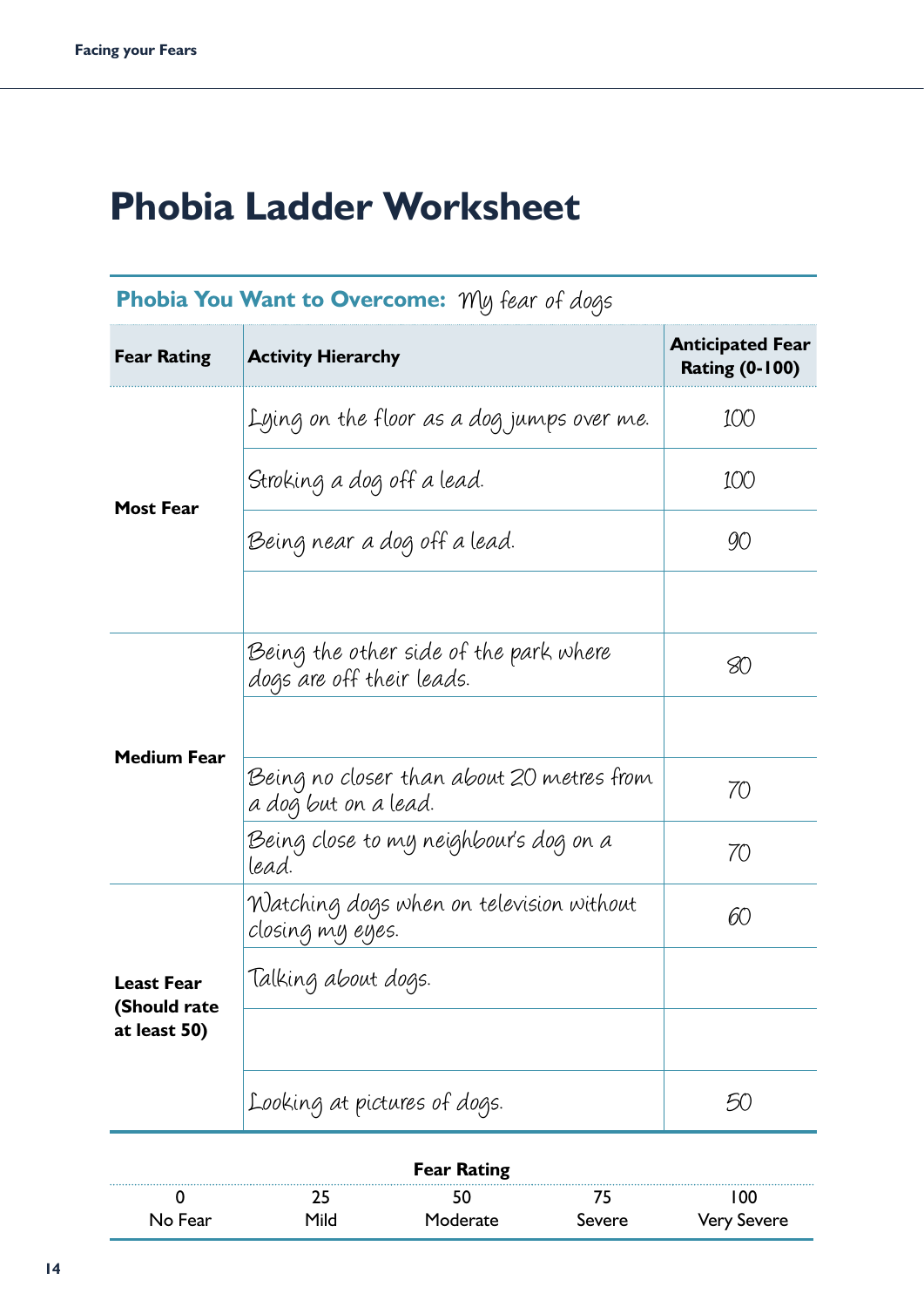# Phobia Ladder Worksheet

**Phobia You Want to Overcome:** My fear of dogs

| Fear Rating | Activity Hierarchy | Anticipated Fear Rating (0-100) |
|---|---|---|
| **Most Fear** | Lying on the floor as a dog jumps over me. | 100 |
| | Stroking a dog off a lead. | 100 |
| | Being near a dog off a lead. | 90 |
| | | |
| **Medium Fear** | Being the other side of the park where dogs are off their leads. | 80 |
| | | |
| | Being no closer than about 20 metres from a dog but on a lead. | 70 |
| | Being close to my neighbour's dog on a lead. | 70 |
| **Least Fear (Should rate at least 50)** | Watching dogs when on television without closing my eyes. | 60 |
| | Talking about dogs. | |
| | | |
| | Looking at pictures of dogs. | 50 |

**Fear Rating**

| 0 | 25 | 50 | 75 | 100 |
|---|---|---|---|---|
| No Fear | Mild | Moderate | Severe | Very Severe |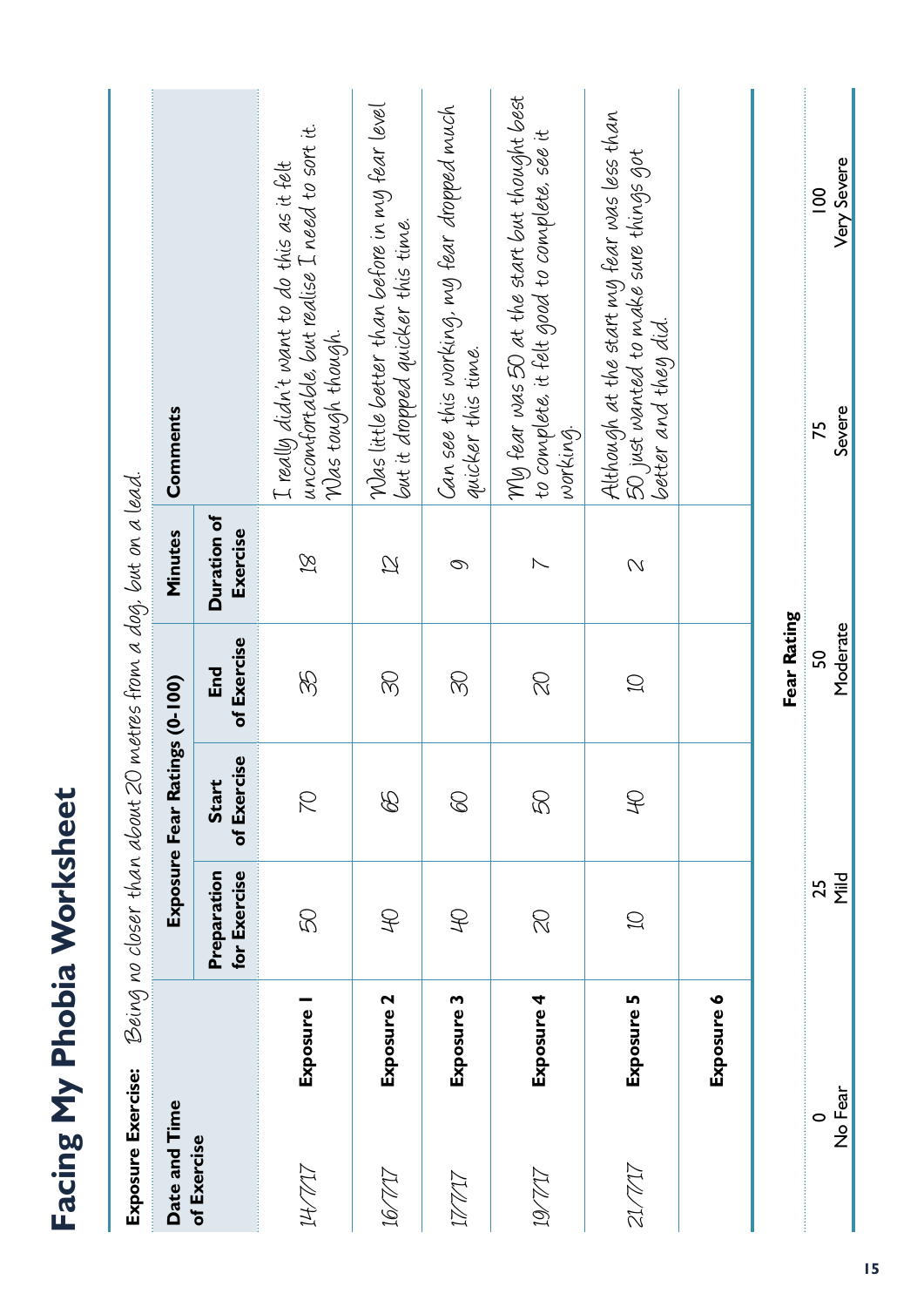# Facing My Phobia Worksheet

**Exposure Exercise:** *Being no closer than about 20 metres from a dog, but on a lead.*

| Date and Time of Exercise | | Exposure Fear Ratings (0-100) | | | Minutes | Comments |
|---|---|---|---|---|---|---|
| | | Preparation for Exercise | Start of Exercise | End of Exercise | Duration of Exercise | |
| 14/7/17 | **Exposure 1** | 50 | 70 | 35 | 18 | I really didn't want to do this as it felt uncomfortable, but realise I need to sort it. Was tough though. |
| 16/7/17 | **Exposure 2** | 40 | 65 | 30 | 12 | Was little better than before in my fear level but it dropped quicker this time. |
| 17/7/17 | **Exposure 3** | 40 | 60 | 30 | 9 | Can see this working, my fear dropped much quicker this time. |
| 19/7/17 | **Exposure 4** | 20 | 50 | 20 | 7 | My fear was 50 at the start but thought best to complete, it felt good to complete, see it working. |
| 21/7/17 | **Exposure 5** | 10 | 40 | 10 | 2 | Although at the start my fear was less than 50 just wanted to make sure things got better and they did. |
| | **Exposure 6** | | | | | |

**Fear Rating**

| 0 | 25 | 50 | 75 | 100 |
|---|---|---|---|---|
| No Fear | Mild | Moderate | Severe | Very Severe |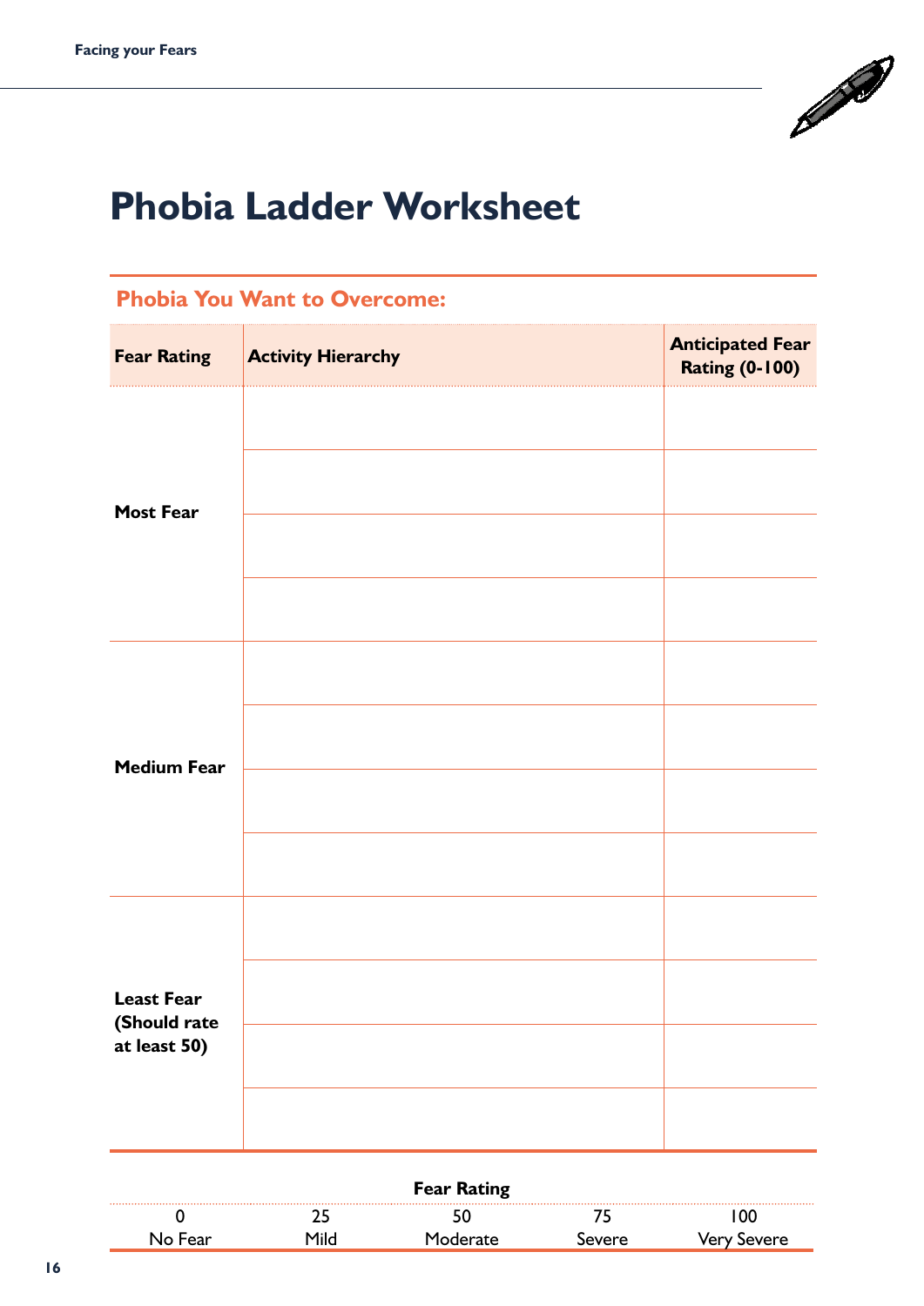# Phobia Ladder Worksheet

## Phobia You Want to Overcome:

| Fear Rating | Activity Hierarchy | Anticipated Fear Rating (0-100) |
|---|---|---|
| **Most Fear** | | |
| | | |
| | | |
| | | |
| **Medium Fear** | | |
| | | |
| | | |
| | | |
| **Least Fear (Should rate at least 50)** | | |
| | | |
| | | |
| | | |

**Fear Rating**

| 0 | 25 | 50 | 75 | 100 |
|---|---|---|---|---|
| No Fear | Mild | Moderate | Severe | Very Severe |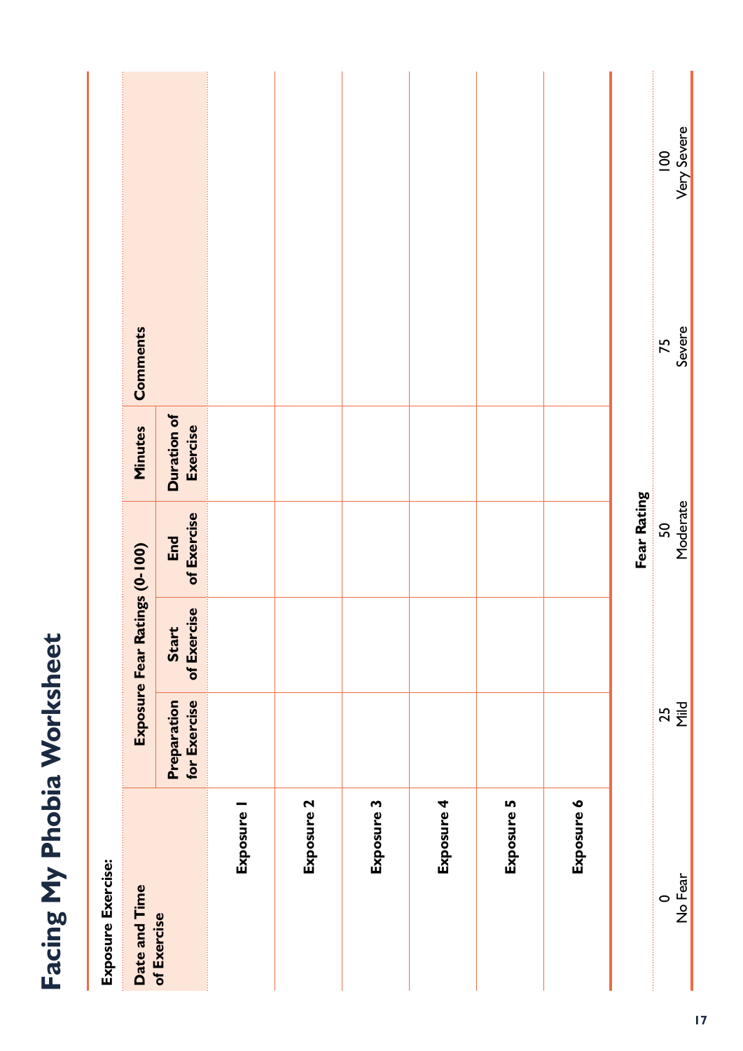# Facing My Phobia Worksheet

**Exposure Exercise:**

| Date and Time of Exercise | Exposure Fear Ratings (0-100) | | | Minutes | Comments |
|---|---|---|---|---|---|
| | Preparation for Exercise | Start of Exercise | End of Exercise | Duration of Exercise | |
| **Exposure 1** | | | | | |
| **Exposure 2** | | | | | |
| **Exposure 3** | | | | | |
| **Exposure 4** | | | | | |
| **Exposure 5** | | | | | |
| **Exposure 6** | | | | | |

**Fear Rating**

| 0 | 25 | 50 | 75 | 100 |
|---|---|---|---|---|
| No Fear | Mild | Moderate | Severe | Very Severe |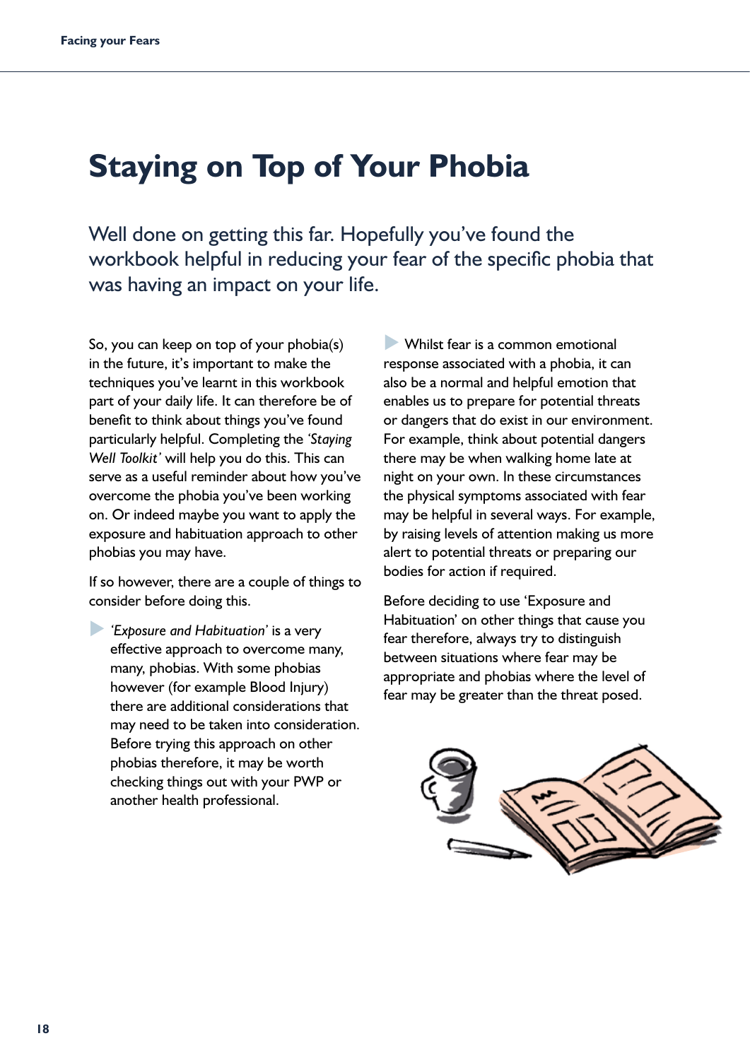# Staying on Top of Your Phobia

Well done on getting this far. Hopefully you've found the workbook helpful in reducing your fear of the specific phobia that was having an impact on your life.

So, you can keep on top of your phobia(s) in the future, it's important to make the techniques you've learnt in this workbook part of your daily life. It can therefore be of benefit to think about things you've found particularly helpful. Completing the *'Staying Well Toolkit'* will help you do this. This can serve as a useful reminder about how you've overcome the phobia you've been working on. Or indeed maybe you want to apply the exposure and habituation approach to other phobias you may have.

If so however, there are a couple of things to consider before doing this.

- *'Exposure and Habituation'* is a very effective approach to overcome many, many, phobias. With some phobias however (for example Blood Injury) there are additional considerations that may need to be taken into consideration. Before trying this approach on other phobias therefore, it may be worth checking things out with your PWP or another health professional.

- Whilst fear is a common emotional response associated with a phobia, it can also be a normal and helpful emotion that enables us to prepare for potential threats or dangers that do exist in our environment. For example, think about potential dangers there may be when walking home late at night on your own. In these circumstances the physical symptoms associated with fear may be helpful in several ways. For example, by raising levels of attention making us more alert to potential threats or preparing our bodies for action if required.

Before deciding to use 'Exposure and Habituation' on other things that cause you fear therefore, always try to distinguish between situations where fear may be appropriate and phobias where the level of fear may be greater than the threat posed.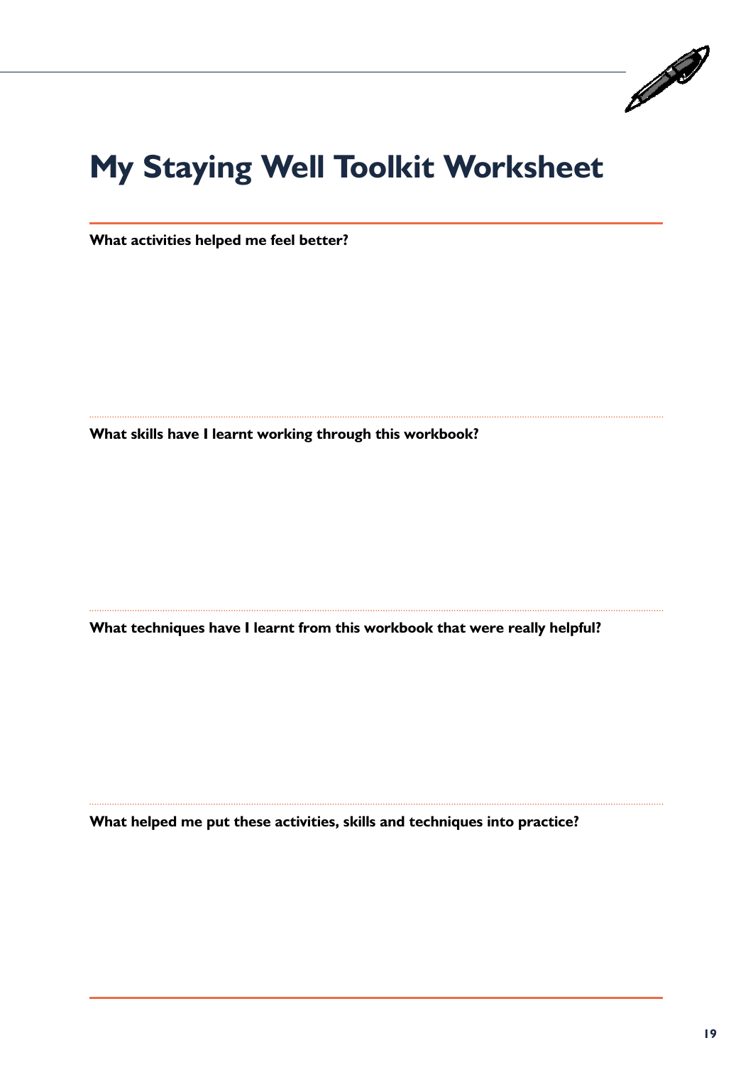# My Staying Well Toolkit Worksheet

**What activities helped me feel better?**

**What skills have I learnt working through this workbook?**

**What techniques have I learnt from this workbook that were really helpful?**

**What helped me put these activities, skills and techniques into practice?**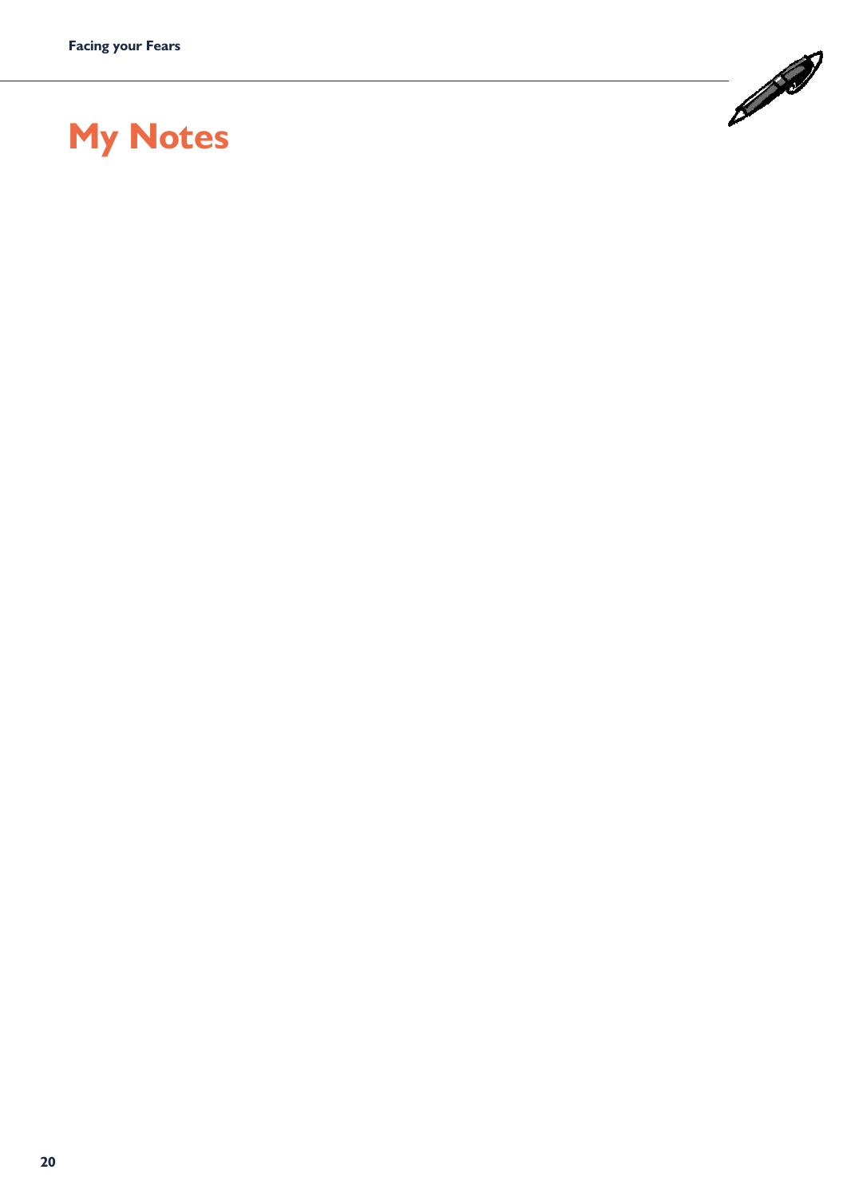# My Notes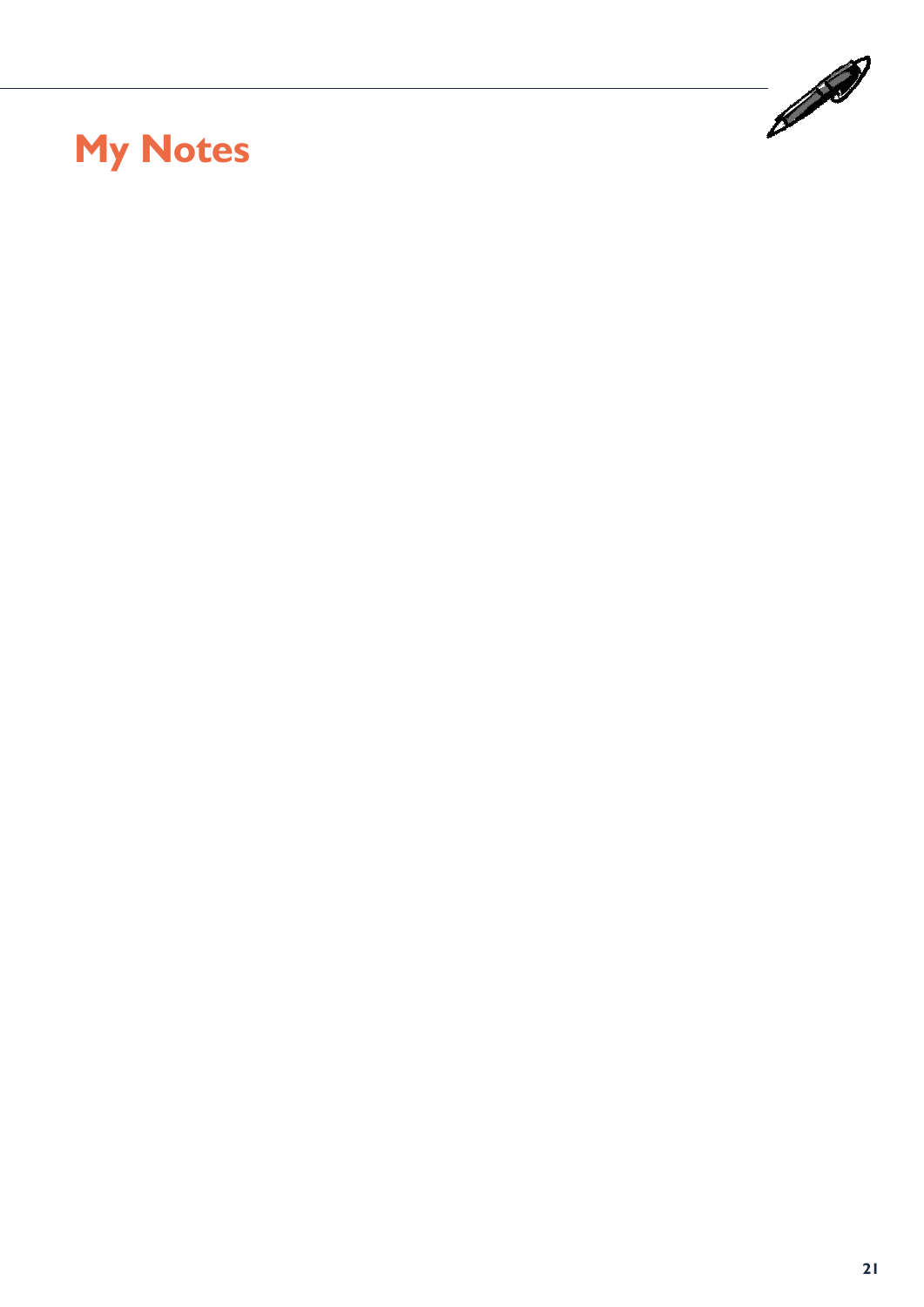# My Notes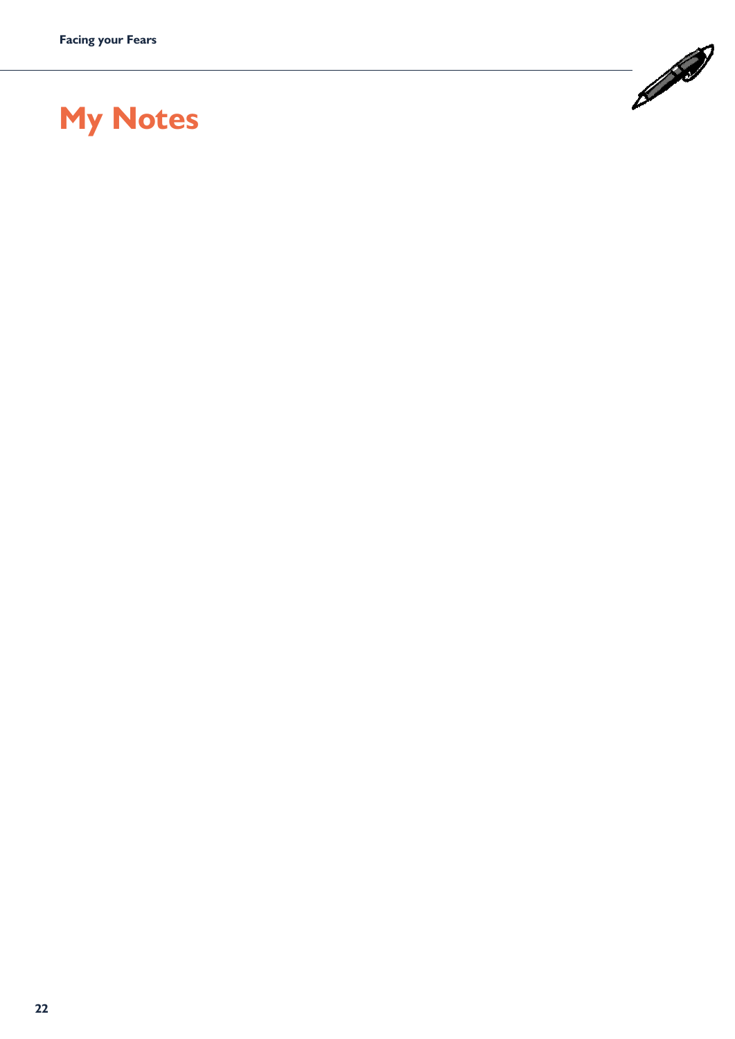# My Notes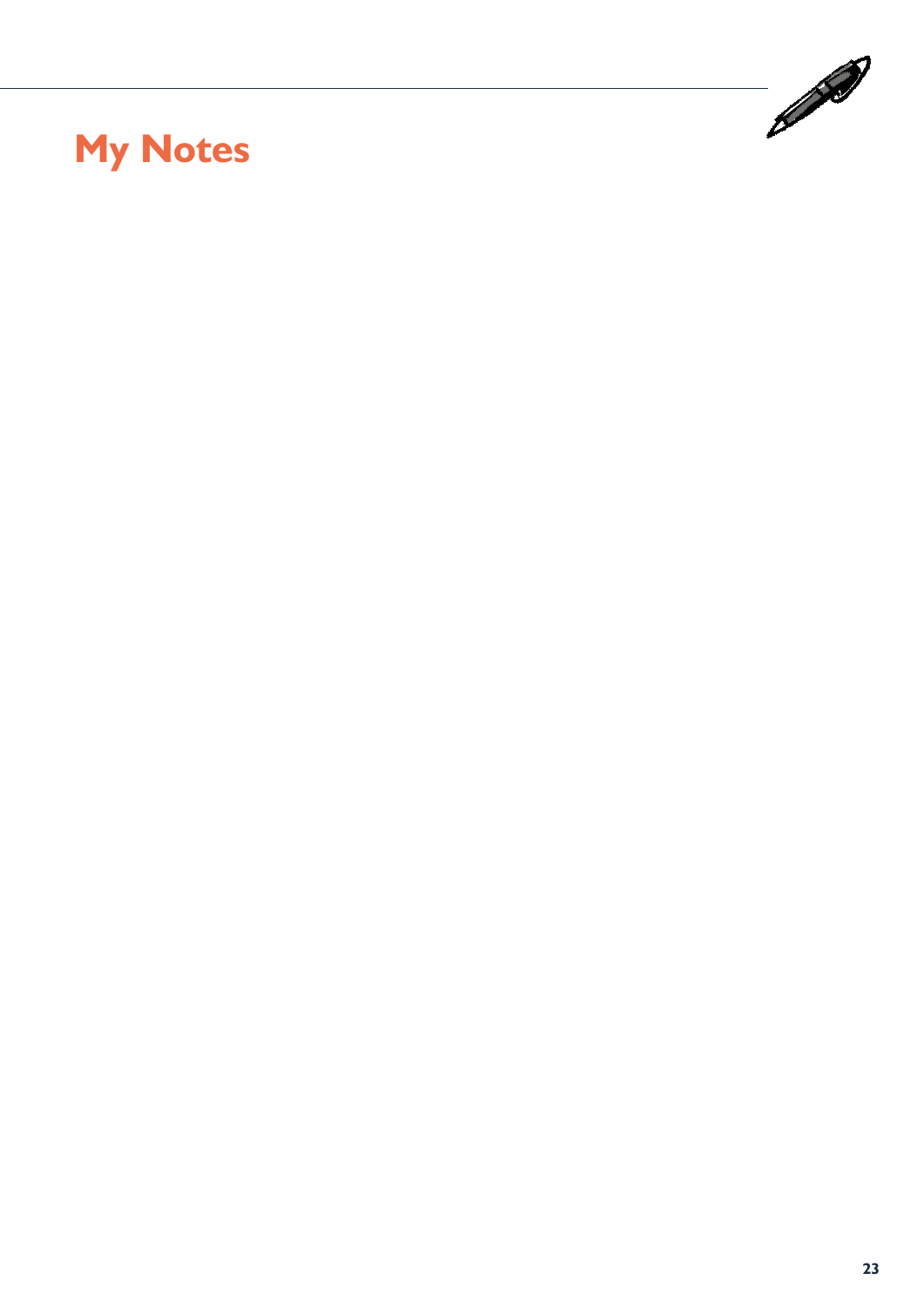# My Notes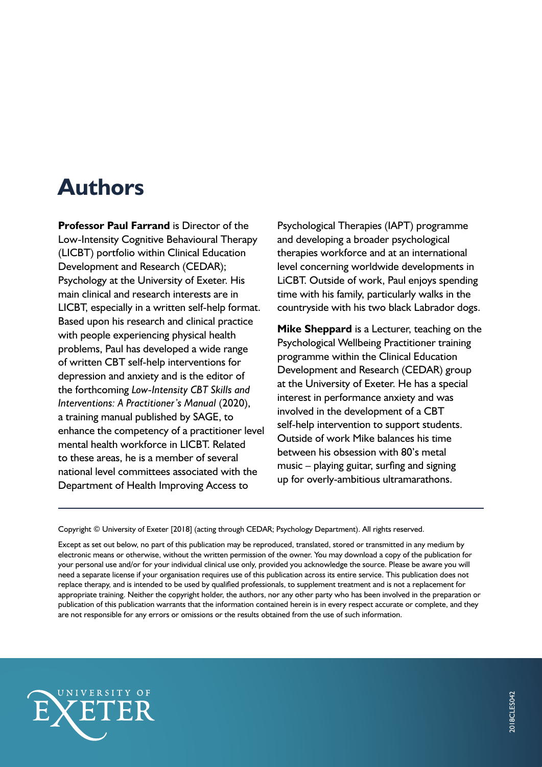# Authors

**Professor Paul Farrand** is Director of the Low-Intensity Cognitive Behavioural Therapy (LICBT) portfolio within Clinical Education Development and Research (CEDAR); Psychology at the University of Exeter. His main clinical and research interests are in LICBT, especially in a written self-help format. Based upon his research and clinical practice with people experiencing physical health problems, Paul has developed a wide range of written CBT self-help interventions for depression and anxiety and is the editor of the forthcoming *Low-Intensity CBT Skills and Interventions: A Practitioner's Manual* (2020), a training manual published by SAGE, to enhance the competency of a practitioner level mental health workforce in LICBT. Related to these areas, he is a member of several national level committees associated with the Department of Health Improving Access to Psychological Therapies (IAPT) programme and developing a broader psychological therapies workforce and at an international level concerning worldwide developments in LiCBT. Outside of work, Paul enjoys spending time with his family, particularly walks in the countryside with his two black Labrador dogs.

**Mike Sheppard** is a Lecturer, teaching on the Psychological Wellbeing Practitioner training programme within the Clinical Education Development and Research (CEDAR) group at the University of Exeter. He has a special interest in performance anxiety and was involved in the development of a CBT self-help intervention to support students. Outside of work Mike balances his time between his obsession with 80's metal music – playing guitar, surfing and signing up for overly-ambitious ultramarathons.

---

Copyright © University of Exeter [2018] (acting through CEDAR; Psychology Department). All rights reserved.

Except as set out below, no part of this publication may be reproduced, translated, stored or transmitted in any medium by electronic means or otherwise, without the written permission of the owner. You may download a copy of the publication for your personal use and/or for your individual clinical use only, provided you acknowledge the source. Please be aware you will need a separate license if your organisation requires use of this publication across its entire service. This publication does not replace therapy, and is intended to be used by qualified professionals, to supplement treatment and is not a replacement for appropriate training. Neither the copyright holder, the authors, nor any other party who has been involved in the preparation or publication of this publication warrants that the information contained herein is in every respect accurate or complete, and they are not responsible for any errors or omissions or the results obtained from the use of such information.

UNIVERSITY OF EXETER

2018CLES042